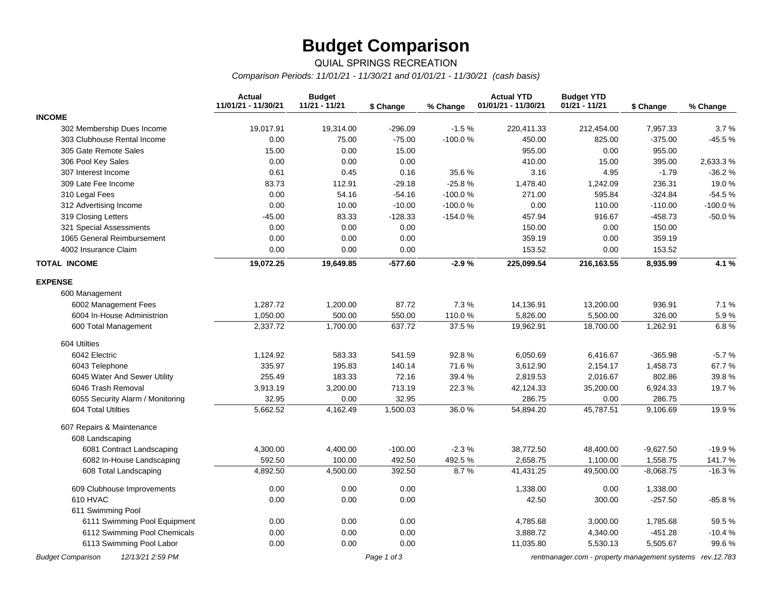# Budget Comparison

QUIAL SPRINGS RECREATION

*Comparison Periods: 11/01/21 - 11/30/21 and 01/01/21 - 11/30/21 (cash basis)*

| | Actual 11/01/21 - 11/30/21 | Budget 11/21 - 11/21 | $ Change | % Change | Actual YTD 01/01/21 - 11/30/21 | Budget YTD 01/21 - 11/21 | $ Change | % Change |
|---|---|---|---|---|---|---|---|---|
| **INCOME** | | | | | | | | |
| 302 Membership Dues Income | 19,017.91 | 19,314.00 | -296.09 | -1.5 % | 220,411.33 | 212,454.00 | 7,957.33 | 3.7 % |
| 303 Clubhouse Rental Income | 0.00 | 75.00 | -75.00 | -100.0 % | 450.00 | 825.00 | -375.00 | -45.5 % |
| 305 Gate Remote Sales | 15.00 | 0.00 | 15.00 | | 955.00 | 0.00 | 955.00 | |
| 306 Pool Key Sales | 0.00 | 0.00 | 0.00 | | 410.00 | 15.00 | 395.00 | 2,633.3 % |
| 307 Interest Income | 0.61 | 0.45 | 0.16 | 35.6 % | 3.16 | 4.95 | -1.79 | -36.2 % |
| 309 Late Fee Income | 83.73 | 112.91 | -29.18 | -25.8 % | 1,478.40 | 1,242.09 | 236.31 | 19.0 % |
| 310 Legal Fees | 0.00 | 54.16 | -54.16 | -100.0 % | 271.00 | 595.84 | -324.84 | -54.5 % |
| 312 Advertising Income | 0.00 | 10.00 | -10.00 | -100.0 % | 0.00 | 110.00 | -110.00 | -100.0 % |
| 319 Closing Letters | -45.00 | 83.33 | -128.33 | -154.0 % | 457.94 | 916.67 | -458.73 | -50.0 % |
| 321 Special Assessments | 0.00 | 0.00 | 0.00 | | 150.00 | 0.00 | 150.00 | |
| 1065 General Reimbursement | 0.00 | 0.00 | 0.00 | | 359.19 | 0.00 | 359.19 | |
| 4002 Insurance Claim | 0.00 | 0.00 | 0.00 | | 153.52 | 0.00 | 153.52 | |
| **TOTAL INCOME** | **19,072.25** | **19,649.85** | **-577.60** | **-2.9 %** | **225,099.54** | **216,163.55** | **8,935.99** | **4.1 %** |
| **EXPENSE** | | | | | | | | |
| 600 Management | | | | | | | | |
| 6002 Management Fees | 1,287.72 | 1,200.00 | 87.72 | 7.3 % | 14,136.91 | 13,200.00 | 936.91 | 7.1 % |
| 6004 In-House Administrion | 1,050.00 | 500.00 | 550.00 | 110.0 % | 5,826.00 | 5,500.00 | 326.00 | 5.9 % |
| 600 Total Management | 2,337.72 | 1,700.00 | 637.72 | 37.5 % | 19,962.91 | 18,700.00 | 1,262.91 | 6.8 % |
| 604 Utilties | | | | | | | | |
| 6042 Electric | 1,124.92 | 583.33 | 541.59 | 92.8 % | 6,050.69 | 6,416.67 | -365.98 | -5.7 % |
| 6043 Telephone | 335.97 | 195.83 | 140.14 | 71.6 % | 3,612.90 | 2,154.17 | 1,458.73 | 67.7 % |
| 6045 Water And Sewer Utility | 255.49 | 183.33 | 72.16 | 39.4 % | 2,819.53 | 2,016.67 | 802.86 | 39.8 % |
| 6046 Trash Removal | 3,913.19 | 3,200.00 | 713.19 | 22.3 % | 42,124.33 | 35,200.00 | 6,924.33 | 19.7 % |
| 6055 Security Alarm / Monitoring | 32.95 | 0.00 | 32.95 | | 286.75 | 0.00 | 286.75 | |
| 604 Total Utilties | 5,662.52 | 4,162.49 | 1,500.03 | 36.0 % | 54,894.20 | 45,787.51 | 9,106.69 | 19.9 % |
| 607 Repairs & Maintenance | | | | | | | | |
| 608 Landscaping | | | | | | | | |
| 6081 Contract Landscaping | 4,300.00 | 4,400.00 | -100.00 | -2.3 % | 38,772.50 | 48,400.00 | -9,627.50 | -19.9 % |
| 6082 In-House Landscaping | 592.50 | 100.00 | 492.50 | 492.5 % | 2,658.75 | 1,100.00 | 1,558.75 | 141.7 % |
| 608 Total Landscaping | 4,892.50 | 4,500.00 | 392.50 | 8.7 % | 41,431.25 | 49,500.00 | -8,068.75 | -16.3 % |
| 609 Clubhouse Improvements | 0.00 | 0.00 | 0.00 | | 1,338.00 | 0.00 | 1,338.00 | |
| 610 HVAC | 0.00 | 0.00 | 0.00 | | 42.50 | 300.00 | -257.50 | -85.8 % |
| 611 Swimming Pool | | | | | | | | |
| 6111 Swimming Pool Equipment | 0.00 | 0.00 | 0.00 | | 4,785.68 | 3,000.00 | 1,785.68 | 59.5 % |
| 6112 Swimming Pool Chemicals | 0.00 | 0.00 | 0.00 | | 3,888.72 | 4,340.00 | -451.28 | -10.4 % |
| 6113 Swimming Pool Labor | 0.00 | 0.00 | 0.00 | | 11,035.80 | 5,530.13 | 5,505.67 | 99.6 % |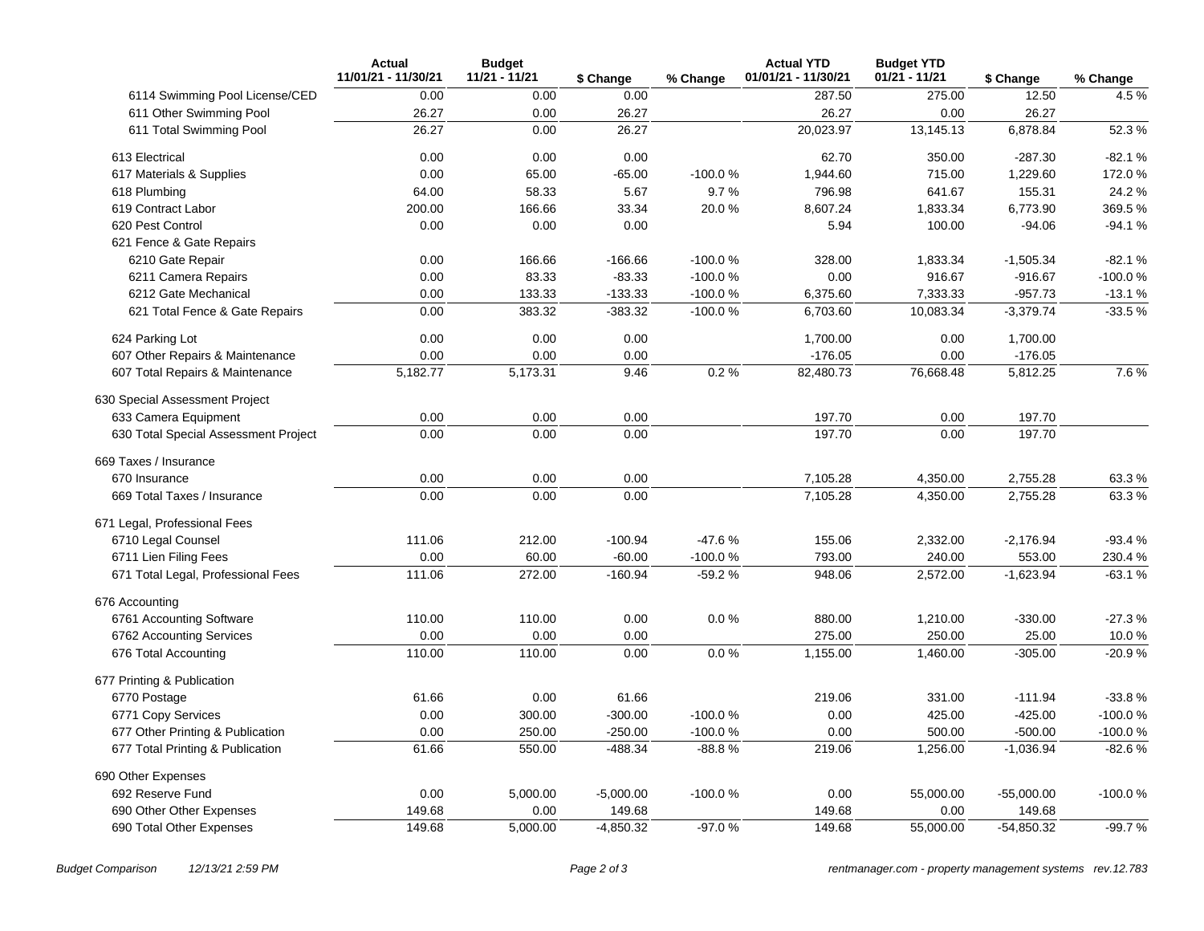| | Actual 11/01/21 - 11/30/21 | Budget 11/21 - 11/21 | $ Change | % Change | Actual YTD 01/01/21 - 11/30/21 | Budget YTD 01/21 - 11/21 | $ Change | % Change |
|---|---|---|---|---|---|---|---|---|
| 6114 Swimming Pool License/CED | 0.00 | 0.00 | 0.00 | | 287.50 | 275.00 | 12.50 | 4.5 % |
| 611 Other Swimming Pool | 26.27 | 0.00 | 26.27 | | 26.27 | 0.00 | 26.27 | |
| 611 Total Swimming Pool | 26.27 | 0.00 | 26.27 | | 20,023.97 | 13,145.13 | 6,878.84 | 52.3 % |
| 613 Electrical | 0.00 | 0.00 | 0.00 | | 62.70 | 350.00 | -287.30 | -82.1 % |
| 617 Materials & Supplies | 0.00 | 65.00 | -65.00 | -100.0 % | 1,944.60 | 715.00 | 1,229.60 | 172.0 % |
| 618 Plumbing | 64.00 | 58.33 | 5.67 | 9.7 % | 796.98 | 641.67 | 155.31 | 24.2 % |
| 619 Contract Labor | 200.00 | 166.66 | 33.34 | 20.0 % | 8,607.24 | 1,833.34 | 6,773.90 | 369.5 % |
| 620 Pest Control | 0.00 | 0.00 | 0.00 | | 5.94 | 100.00 | -94.06 | -94.1 % |
| 621 Fence & Gate Repairs | | | | | | | | |
| 6210 Gate Repair | 0.00 | 166.66 | -166.66 | -100.0 % | 328.00 | 1,833.34 | -1,505.34 | -82.1 % |
| 6211 Camera Repairs | 0.00 | 83.33 | -83.33 | -100.0 % | 0.00 | 916.67 | -916.67 | -100.0 % |
| 6212 Gate Mechanical | 0.00 | 133.33 | -133.33 | -100.0 % | 6,375.60 | 7,333.33 | -957.73 | -13.1 % |
| 621 Total Fence & Gate Repairs | 0.00 | 383.32 | -383.32 | -100.0 % | 6,703.60 | 10,083.34 | -3,379.74 | -33.5 % |
| 624 Parking Lot | 0.00 | 0.00 | 0.00 | | 1,700.00 | 0.00 | 1,700.00 | |
| 607 Other Repairs & Maintenance | 0.00 | 0.00 | 0.00 | | -176.05 | 0.00 | -176.05 | |
| 607 Total Repairs & Maintenance | 5,182.77 | 5,173.31 | 9.46 | 0.2 % | 82,480.73 | 76,668.48 | 5,812.25 | 7.6 % |
| 630 Special Assessment Project | | | | | | | | |
| 633 Camera Equipment | 0.00 | 0.00 | 0.00 | | 197.70 | 0.00 | 197.70 | |
| 630 Total Special Assessment Project | 0.00 | 0.00 | 0.00 | | 197.70 | 0.00 | 197.70 | |
| 669 Taxes / Insurance | | | | | | | | |
| 670 Insurance | 0.00 | 0.00 | 0.00 | | 7,105.28 | 4,350.00 | 2,755.28 | 63.3 % |
| 669 Total Taxes / Insurance | 0.00 | 0.00 | 0.00 | | 7,105.28 | 4,350.00 | 2,755.28 | 63.3 % |
| 671 Legal, Professional Fees | | | | | | | | |
| 6710 Legal Counsel | 111.06 | 212.00 | -100.94 | -47.6 % | 155.06 | 2,332.00 | -2,176.94 | -93.4 % |
| 6711 Lien Filing Fees | 0.00 | 60.00 | -60.00 | -100.0 % | 793.00 | 240.00 | 553.00 | 230.4 % |
| 671 Total Legal, Professional Fees | 111.06 | 272.00 | -160.94 | -59.2 % | 948.06 | 2,572.00 | -1,623.94 | -63.1 % |
| 676 Accounting | | | | | | | | |
| 6761 Accounting Software | 110.00 | 110.00 | 0.00 | 0.0 % | 880.00 | 1,210.00 | -330.00 | -27.3 % |
| 6762 Accounting Services | 0.00 | 0.00 | 0.00 | | 275.00 | 250.00 | 25.00 | 10.0 % |
| 676 Total Accounting | 110.00 | 110.00 | 0.00 | 0.0 % | 1,155.00 | 1,460.00 | -305.00 | -20.9 % |
| 677 Printing & Publication | | | | | | | | |
| 6770 Postage | 61.66 | 0.00 | 61.66 | | 219.06 | 331.00 | -111.94 | -33.8 % |
| 6771 Copy Services | 0.00 | 300.00 | -300.00 | -100.0 % | 0.00 | 425.00 | -425.00 | -100.0 % |
| 677 Other Printing & Publication | 0.00 | 250.00 | -250.00 | -100.0 % | 0.00 | 500.00 | -500.00 | -100.0 % |
| 677 Total Printing & Publication | 61.66 | 550.00 | -488.34 | -88.8 % | 219.06 | 1,256.00 | -1,036.94 | -82.6 % |
| 690 Other Expenses | | | | | | | | |
| 692 Reserve Fund | 0.00 | 5,000.00 | -5,000.00 | -100.0 % | 0.00 | 55,000.00 | -55,000.00 | -100.0 % |
| 690 Other Other Expenses | 149.68 | 0.00 | 149.68 | | 149.68 | 0.00 | 149.68 | |
| 690 Total Other Expenses | 149.68 | 5,000.00 | -4,850.32 | -97.0 % | 149.68 | 55,000.00 | -54,850.32 | -99.7 % |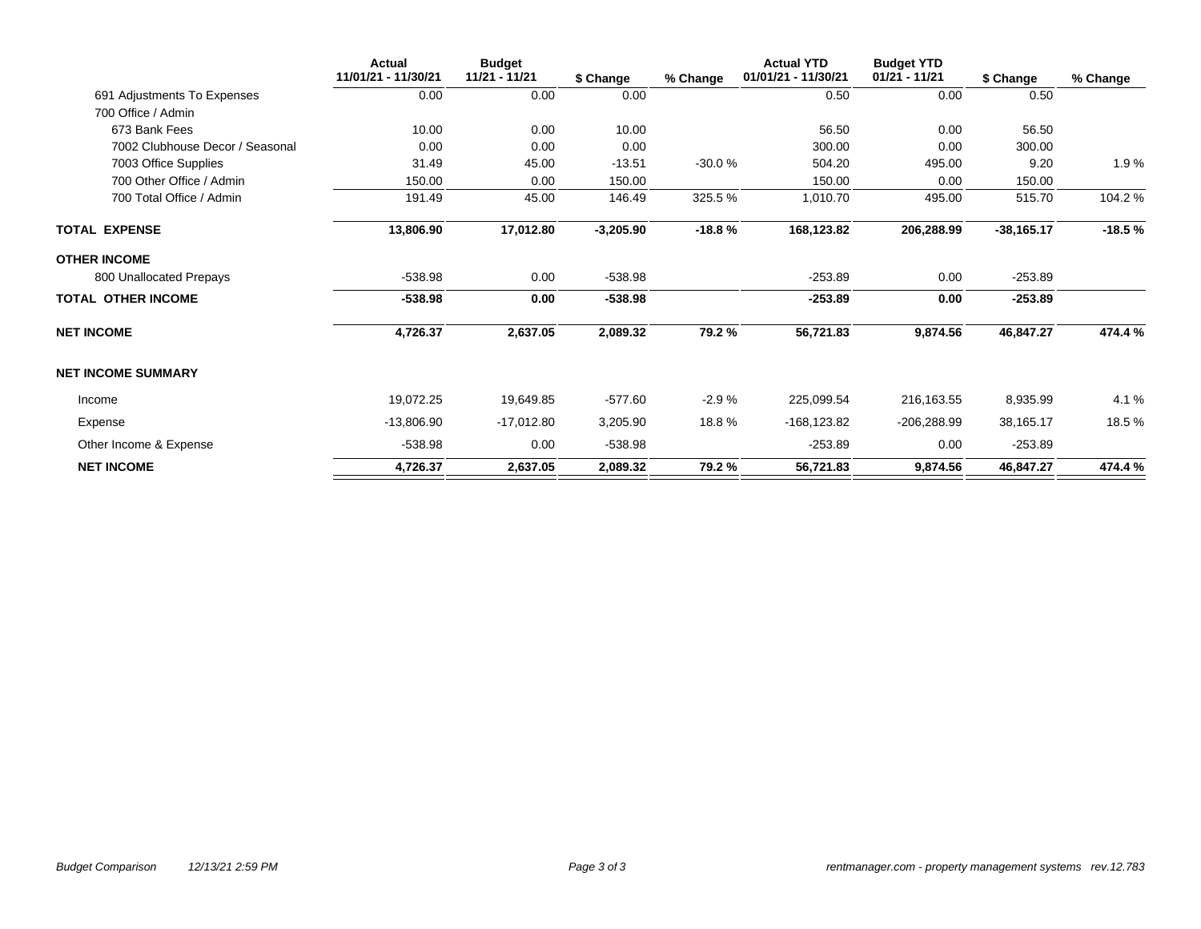| | Actual 11/01/21 - 11/30/21 | Budget 11/21 - 11/21 | $ Change | % Change | Actual YTD 01/01/21 - 11/30/21 | Budget YTD 01/21 - 11/21 | $ Change | % Change |
|---|---|---|---|---|---|---|---|---|
| 691 Adjustments To Expenses | 0.00 | 0.00 | 0.00 | | 0.50 | 0.00 | 0.50 | |
| 700 Office / Admin | | | | | | | | |
| 673 Bank Fees | 10.00 | 0.00 | 10.00 | | 56.50 | 0.00 | 56.50 | |
| 7002 Clubhouse Decor / Seasonal | 0.00 | 0.00 | 0.00 | | 300.00 | 0.00 | 300.00 | |
| 7003 Office Supplies | 31.49 | 45.00 | -13.51 | -30.0 % | 504.20 | 495.00 | 9.20 | 1.9 % |
| 700 Other Office / Admin | 150.00 | 0.00 | 150.00 | | 150.00 | 0.00 | 150.00 | |
| 700 Total Office / Admin | 191.49 | 45.00 | 146.49 | 325.5 % | 1,010.70 | 495.00 | 515.70 | 104.2 % |
| **TOTAL EXPENSE** | **13,806.90** | **17,012.80** | **-3,205.90** | **-18.8 %** | **168,123.82** | **206,288.99** | **-38,165.17** | **-18.5 %** |
| **OTHER INCOME** | | | | | | | | |
| 800 Unallocated Prepays | -538.98 | 0.00 | -538.98 | | -253.89 | 0.00 | -253.89 | |
| **TOTAL OTHER INCOME** | **-538.98** | **0.00** | **-538.98** | | **-253.89** | **0.00** | **-253.89** | |
| **NET INCOME** | **4,726.37** | **2,637.05** | **2,089.32** | **79.2 %** | **56,721.83** | **9,874.56** | **46,847.27** | **474.4 %** |
| **NET INCOME SUMMARY** | | | | | | | | |
| Income | 19,072.25 | 19,649.85 | -577.60 | -2.9 % | 225,099.54 | 216,163.55 | 8,935.99 | 4.1 % |
| Expense | -13,806.90 | -17,012.80 | 3,205.90 | 18.8 % | -168,123.82 | -206,288.99 | 38,165.17 | 18.5 % |
| Other Income & Expense | -538.98 | 0.00 | -538.98 | | -253.89 | 0.00 | -253.89 | |
| **NET INCOME** | **4,726.37** | **2,637.05** | **2,089.32** | **79.2 %** | **56,721.83** | **9,874.56** | **46,847.27** | **474.4 %** |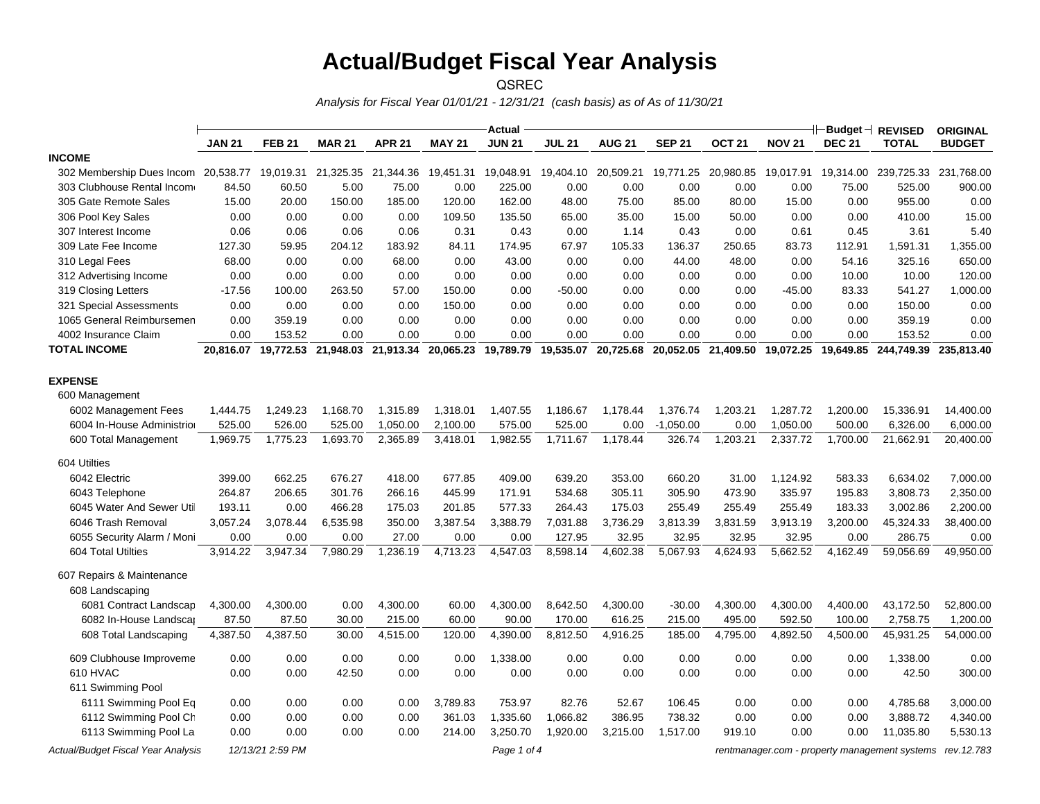# Actual/Budget Fiscal Year Analysis

QSREC

*Analysis for Fiscal Year 01/01/21 - 12/31/21 (cash basis) as of As of 11/30/21*

| | Actual | | | | | | | | | | | Budget | REVISED | ORIGINAL |
|---|---|---|---|---|---|---|---|---|---|---|---|---|---|---|
| | JAN 21 | FEB 21 | MAR 21 | APR 21 | MAY 21 | JUN 21 | JUL 21 | AUG 21 | SEP 21 | OCT 21 | NOV 21 | DEC 21 | TOTAL | BUDGET |
| **INCOME** | | | | | | | | | | | | | | |
| 302 Membership Dues Incom | 20,538.77 | 19,019.31 | 21,325.35 | 21,344.36 | 19,451.31 | 19,048.91 | 19,404.10 | 20,509.21 | 19,771.25 | 20,980.85 | 19,017.91 | 19,314.00 | 239,725.33 | 231,768.00 |
| 303 Clubhouse Rental Incom | 84.50 | 60.50 | 5.00 | 75.00 | 0.00 | 225.00 | 0.00 | 0.00 | 0.00 | 0.00 | 0.00 | 75.00 | 525.00 | 900.00 |
| 305 Gate Remote Sales | 15.00 | 20.00 | 150.00 | 185.00 | 120.00 | 162.00 | 48.00 | 75.00 | 85.00 | 80.00 | 15.00 | 0.00 | 955.00 | 0.00 |
| 306 Pool Key Sales | 0.00 | 0.00 | 0.00 | 0.00 | 109.50 | 135.50 | 65.00 | 35.00 | 15.00 | 50.00 | 0.00 | 0.00 | 410.00 | 15.00 |
| 307 Interest Income | 0.06 | 0.06 | 0.06 | 0.06 | 0.31 | 0.43 | 0.00 | 1.14 | 0.43 | 0.00 | 0.61 | 0.45 | 3.61 | 5.40 |
| 309 Late Fee Income | 127.30 | 59.95 | 204.12 | 183.92 | 84.11 | 174.95 | 67.97 | 105.33 | 136.37 | 250.65 | 83.73 | 112.91 | 1,591.31 | 1,355.00 |
| 310 Legal Fees | 68.00 | 0.00 | 0.00 | 68.00 | 0.00 | 43.00 | 0.00 | 0.00 | 44.00 | 48.00 | 0.00 | 54.16 | 325.16 | 650.00 |
| 312 Advertising Income | 0.00 | 0.00 | 0.00 | 0.00 | 0.00 | 0.00 | 0.00 | 0.00 | 0.00 | 0.00 | 0.00 | 10.00 | 10.00 | 120.00 |
| 319 Closing Letters | -17.56 | 100.00 | 263.50 | 57.00 | 150.00 | 0.00 | -50.00 | 0.00 | 0.00 | 0.00 | -45.00 | 83.33 | 541.27 | 1,000.00 |
| 321 Special Assessments | 0.00 | 0.00 | 0.00 | 0.00 | 150.00 | 0.00 | 0.00 | 0.00 | 0.00 | 0.00 | 0.00 | 0.00 | 150.00 | 0.00 |
| 1065 General Reimbursemen | 0.00 | 359.19 | 0.00 | 0.00 | 0.00 | 0.00 | 0.00 | 0.00 | 0.00 | 0.00 | 0.00 | 0.00 | 359.19 | 0.00 |
| 4002 Insurance Claim | 0.00 | 153.52 | 0.00 | 0.00 | 0.00 | 0.00 | 0.00 | 0.00 | 0.00 | 0.00 | 0.00 | 0.00 | 153.52 | 0.00 |
| **TOTAL INCOME** | **20,816.07** | **19,772.53** | **21,948.03** | **21,913.34** | **20,065.23** | **19,789.79** | **19,535.07** | **20,725.68** | **20,052.05** | **21,409.50** | **19,072.25** | **19,649.85** | **244,749.39** | **235,813.40** |
| **EXPENSE** | | | | | | | | | | | | | | |
| 600 Management | | | | | | | | | | | | | | |
| 6002 Management Fees | 1,444.75 | 1,249.23 | 1,168.70 | 1,315.89 | 1,318.01 | 1,407.55 | 1,186.67 | 1,178.44 | 1,376.74 | 1,203.21 | 1,287.72 | 1,200.00 | 15,336.91 | 14,400.00 |
| 6004 In-House Administrio | 525.00 | 526.00 | 525.00 | 1,050.00 | 2,100.00 | 575.00 | 525.00 | 0.00 | -1,050.00 | 0.00 | 1,050.00 | 500.00 | 6,326.00 | 6,000.00 |
| 600 Total Management | 1,969.75 | 1,775.23 | 1,693.70 | 2,365.89 | 3,418.01 | 1,982.55 | 1,711.67 | 1,178.44 | 326.74 | 1,203.21 | 2,337.72 | 1,700.00 | 21,662.91 | 20,400.00 |
| 604 Utilties | | | | | | | | | | | | | | |
| 6042 Electric | 399.00 | 662.25 | 676.27 | 418.00 | 677.85 | 409.00 | 639.20 | 353.00 | 660.20 | 31.00 | 1,124.92 | 583.33 | 6,634.02 | 7,000.00 |
| 6043 Telephone | 264.87 | 206.65 | 301.76 | 266.16 | 445.99 | 171.91 | 534.68 | 305.11 | 305.90 | 473.90 | 335.97 | 195.83 | 3,808.73 | 2,350.00 |
| 6045 Water And Sewer Util | 193.11 | 0.00 | 466.28 | 175.03 | 201.85 | 577.33 | 264.43 | 175.03 | 255.49 | 255.49 | 255.49 | 183.33 | 3,002.86 | 2,200.00 |
| 6046 Trash Removal | 3,057.24 | 3,078.44 | 6,535.98 | 350.00 | 3,387.54 | 3,388.79 | 7,031.88 | 3,736.29 | 3,813.39 | 3,831.59 | 3,913.19 | 3,200.00 | 45,324.33 | 38,400.00 |
| 6055 Security Alarm / Moni | 0.00 | 0.00 | 0.00 | 27.00 | 0.00 | 0.00 | 127.95 | 32.95 | 32.95 | 32.95 | 32.95 | 0.00 | 286.75 | 0.00 |
| 604 Total Utilties | 3,914.22 | 3,947.34 | 7,980.29 | 1,236.19 | 4,713.23 | 4,547.03 | 8,598.14 | 4,602.38 | 5,067.93 | 4,624.93 | 5,662.52 | 4,162.49 | 59,056.69 | 49,950.00 |
| 607 Repairs & Maintenance | | | | | | | | | | | | | | |
| 608 Landscaping | | | | | | | | | | | | | | |
| 6081 Contract Landscap | 4,300.00 | 4,300.00 | 0.00 | 4,300.00 | 60.00 | 4,300.00 | 8,642.50 | 4,300.00 | -30.00 | 4,300.00 | 4,300.00 | 4,400.00 | 43,172.50 | 52,800.00 |
| 6082 In-House Landscap | 87.50 | 87.50 | 30.00 | 215.00 | 60.00 | 90.00 | 170.00 | 616.25 | 215.00 | 495.00 | 592.50 | 100.00 | 2,758.75 | 1,200.00 |
| 608 Total Landscaping | 4,387.50 | 4,387.50 | 30.00 | 4,515.00 | 120.00 | 4,390.00 | 8,812.50 | 4,916.25 | 185.00 | 4,795.00 | 4,892.50 | 4,500.00 | 45,931.25 | 54,000.00 |
| 609 Clubhouse Improveme | 0.00 | 0.00 | 0.00 | 0.00 | 0.00 | 1,338.00 | 0.00 | 0.00 | 0.00 | 0.00 | 0.00 | 0.00 | 1,338.00 | 0.00 |
| 610 HVAC | 0.00 | 0.00 | 42.50 | 0.00 | 0.00 | 0.00 | 0.00 | 0.00 | 0.00 | 0.00 | 0.00 | 0.00 | 42.50 | 300.00 |
| 611 Swimming Pool | | | | | | | | | | | | | | |
| 6111 Swimming Pool Eq | 0.00 | 0.00 | 0.00 | 0.00 | 3,789.83 | 753.97 | 82.76 | 52.67 | 106.45 | 0.00 | 0.00 | 0.00 | 4,785.68 | 3,000.00 |
| 6112 Swimming Pool Ch | 0.00 | 0.00 | 0.00 | 0.00 | 361.03 | 1,335.60 | 1,066.82 | 386.95 | 738.32 | 0.00 | 0.00 | 0.00 | 3,888.72 | 4,340.00 |
| 6113 Swimming Pool La | 0.00 | 0.00 | 0.00 | 0.00 | 214.00 | 3,250.70 | 1,920.00 | 3,215.00 | 1,517.00 | 919.10 | 0.00 | 0.00 | 11,035.80 | 5,530.13 |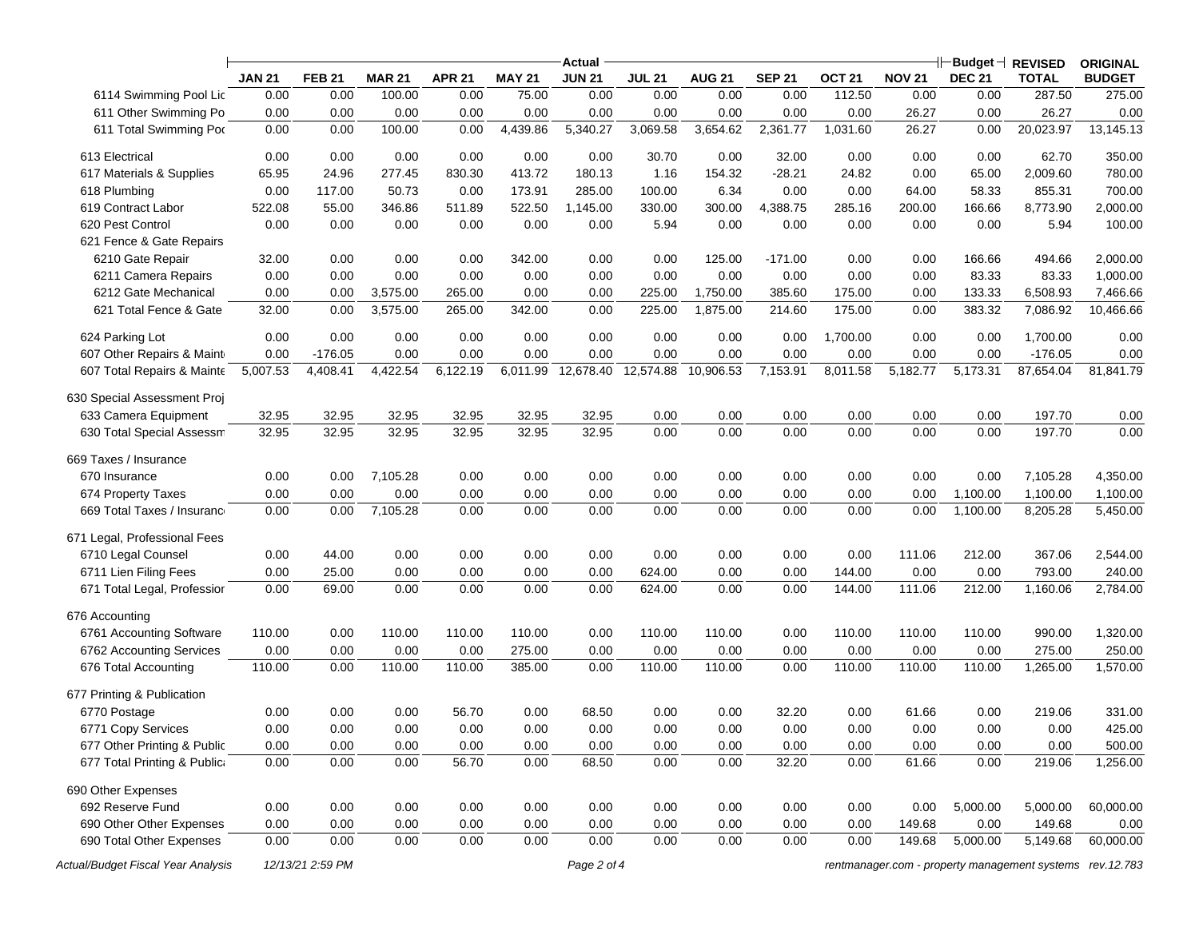| | Actual | | | | | | | | | | | Budget | REVISED | ORIGINAL |
|---|---|---|---|---|---|---|---|---|---|---|---|---|---|---|
| | JAN 21 | FEB 21 | MAR 21 | APR 21 | MAY 21 | JUN 21 | JUL 21 | AUG 21 | SEP 21 | OCT 21 | NOV 21 | DEC 21 | TOTAL | BUDGET |
| 6114 Swimming Pool Lic | 0.00 | 0.00 | 100.00 | 0.00 | 75.00 | 0.00 | 0.00 | 0.00 | 0.00 | 112.50 | 0.00 | 0.00 | 287.50 | 275.00 |
| 611 Other Swimming Po | 0.00 | 0.00 | 0.00 | 0.00 | 0.00 | 0.00 | 0.00 | 0.00 | 0.00 | 0.00 | 26.27 | 0.00 | 26.27 | 0.00 |
| 611 Total Swimming Poo | 0.00 | 0.00 | 100.00 | 0.00 | 4,439.86 | 5,340.27 | 3,069.58 | 3,654.62 | 2,361.77 | 1,031.60 | 26.27 | 0.00 | 20,023.97 | 13,145.13 |
| 613 Electrical | 0.00 | 0.00 | 0.00 | 0.00 | 0.00 | 0.00 | 30.70 | 0.00 | 32.00 | 0.00 | 0.00 | 0.00 | 62.70 | 350.00 |
| 617 Materials & Supplies | 65.95 | 24.96 | 277.45 | 830.30 | 413.72 | 180.13 | 1.16 | 154.32 | -28.21 | 24.82 | 0.00 | 65.00 | 2,009.60 | 780.00 |
| 618 Plumbing | 0.00 | 117.00 | 50.73 | 0.00 | 173.91 | 285.00 | 100.00 | 6.34 | 0.00 | 0.00 | 64.00 | 58.33 | 855.31 | 700.00 |
| 619 Contract Labor | 522.08 | 55.00 | 346.86 | 511.89 | 522.50 | 1,145.00 | 330.00 | 300.00 | 4,388.75 | 285.16 | 200.00 | 166.66 | 8,773.90 | 2,000.00 |
| 620 Pest Control | 0.00 | 0.00 | 0.00 | 0.00 | 0.00 | 0.00 | 5.94 | 0.00 | 0.00 | 0.00 | 0.00 | 0.00 | 5.94 | 100.00 |
| 621 Fence & Gate Repairs | | | | | | | | | | | | | | |
| 6210 Gate Repair | 32.00 | 0.00 | 0.00 | 0.00 | 342.00 | 0.00 | 0.00 | 125.00 | -171.00 | 0.00 | 0.00 | 166.66 | 494.66 | 2,000.00 |
| 6211 Camera Repairs | 0.00 | 0.00 | 0.00 | 0.00 | 0.00 | 0.00 | 0.00 | 0.00 | 0.00 | 0.00 | 0.00 | 83.33 | 83.33 | 1,000.00 |
| 6212 Gate Mechanical | 0.00 | 0.00 | 3,575.00 | 265.00 | 0.00 | 0.00 | 225.00 | 1,750.00 | 385.60 | 175.00 | 0.00 | 133.33 | 6,508.93 | 7,466.66 |
| 621 Total Fence & Gate | 32.00 | 0.00 | 3,575.00 | 265.00 | 342.00 | 0.00 | 225.00 | 1,875.00 | 214.60 | 175.00 | 0.00 | 383.32 | 7,086.92 | 10,466.66 |
| 624 Parking Lot | 0.00 | 0.00 | 0.00 | 0.00 | 0.00 | 0.00 | 0.00 | 0.00 | 0.00 | 1,700.00 | 0.00 | 0.00 | 1,700.00 | 0.00 |
| 607 Other Repairs & Maint | 0.00 | -176.05 | 0.00 | 0.00 | 0.00 | 0.00 | 0.00 | 0.00 | 0.00 | 0.00 | 0.00 | 0.00 | -176.05 | 0.00 |
| 607 Total Repairs & Mainte | 5,007.53 | 4,408.41 | 4,422.54 | 6,122.19 | 6,011.99 | 12,678.40 | 12,574.88 | 10,906.53 | 7,153.91 | 8,011.58 | 5,182.77 | 5,173.31 | 87,654.04 | 81,841.79 |
| 630 Special Assessment Proj | | | | | | | | | | | | | | |
| 633 Camera Equipment | 32.95 | 32.95 | 32.95 | 32.95 | 32.95 | 32.95 | 0.00 | 0.00 | 0.00 | 0.00 | 0.00 | 0.00 | 197.70 | 0.00 |
| 630 Total Special Assessm | 32.95 | 32.95 | 32.95 | 32.95 | 32.95 | 32.95 | 0.00 | 0.00 | 0.00 | 0.00 | 0.00 | 0.00 | 197.70 | 0.00 |
| 669 Taxes / Insurance | | | | | | | | | | | | | | |
| 670 Insurance | 0.00 | 0.00 | 7,105.28 | 0.00 | 0.00 | 0.00 | 0.00 | 0.00 | 0.00 | 0.00 | 0.00 | 0.00 | 7,105.28 | 4,350.00 |
| 674 Property Taxes | 0.00 | 0.00 | 0.00 | 0.00 | 0.00 | 0.00 | 0.00 | 0.00 | 0.00 | 0.00 | 0.00 | 1,100.00 | 1,100.00 | 1,100.00 |
| 669 Total Taxes / Insuranc | 0.00 | 0.00 | 7,105.28 | 0.00 | 0.00 | 0.00 | 0.00 | 0.00 | 0.00 | 0.00 | 0.00 | 1,100.00 | 8,205.28 | 5,450.00 |
| 671 Legal, Professional Fees | | | | | | | | | | | | | | |
| 6710 Legal Counsel | 0.00 | 44.00 | 0.00 | 0.00 | 0.00 | 0.00 | 0.00 | 0.00 | 0.00 | 0.00 | 111.06 | 212.00 | 367.06 | 2,544.00 |
| 6711 Lien Filing Fees | 0.00 | 25.00 | 0.00 | 0.00 | 0.00 | 0.00 | 624.00 | 0.00 | 0.00 | 144.00 | 0.00 | 0.00 | 793.00 | 240.00 |
| 671 Total Legal, Professior | 0.00 | 69.00 | 0.00 | 0.00 | 0.00 | 0.00 | 624.00 | 0.00 | 0.00 | 144.00 | 111.06 | 212.00 | 1,160.06 | 2,784.00 |
| 676 Accounting | | | | | | | | | | | | | | |
| 6761 Accounting Software | 110.00 | 0.00 | 110.00 | 110.00 | 110.00 | 0.00 | 110.00 | 110.00 | 0.00 | 110.00 | 110.00 | 110.00 | 990.00 | 1,320.00 |
| 6762 Accounting Services | 0.00 | 0.00 | 0.00 | 0.00 | 275.00 | 0.00 | 0.00 | 0.00 | 0.00 | 0.00 | 0.00 | 0.00 | 275.00 | 250.00 |
| 676 Total Accounting | 110.00 | 0.00 | 110.00 | 110.00 | 385.00 | 0.00 | 110.00 | 110.00 | 0.00 | 110.00 | 110.00 | 110.00 | 1,265.00 | 1,570.00 |
| 677 Printing & Publication | | | | | | | | | | | | | | |
| 6770 Postage | 0.00 | 0.00 | 0.00 | 56.70 | 0.00 | 68.50 | 0.00 | 0.00 | 32.20 | 0.00 | 61.66 | 0.00 | 219.06 | 331.00 |
| 6771 Copy Services | 0.00 | 0.00 | 0.00 | 0.00 | 0.00 | 0.00 | 0.00 | 0.00 | 0.00 | 0.00 | 0.00 | 0.00 | 0.00 | 425.00 |
| 677 Other Printing & Public | 0.00 | 0.00 | 0.00 | 0.00 | 0.00 | 0.00 | 0.00 | 0.00 | 0.00 | 0.00 | 0.00 | 0.00 | 0.00 | 500.00 |
| 677 Total Printing & Publica | 0.00 | 0.00 | 0.00 | 56.70 | 0.00 | 68.50 | 0.00 | 0.00 | 32.20 | 0.00 | 61.66 | 0.00 | 219.06 | 1,256.00 |
| 690 Other Expenses | | | | | | | | | | | | | | |
| 692 Reserve Fund | 0.00 | 0.00 | 0.00 | 0.00 | 0.00 | 0.00 | 0.00 | 0.00 | 0.00 | 0.00 | 0.00 | 5,000.00 | 5,000.00 | 60,000.00 |
| 690 Other Other Expenses | 0.00 | 0.00 | 0.00 | 0.00 | 0.00 | 0.00 | 0.00 | 0.00 | 0.00 | 0.00 | 149.68 | 0.00 | 149.68 | 0.00 |
| 690 Total Other Expenses | 0.00 | 0.00 | 0.00 | 0.00 | 0.00 | 0.00 | 0.00 | 0.00 | 0.00 | 0.00 | 149.68 | 5,000.00 | 5,149.68 | 60,000.00 |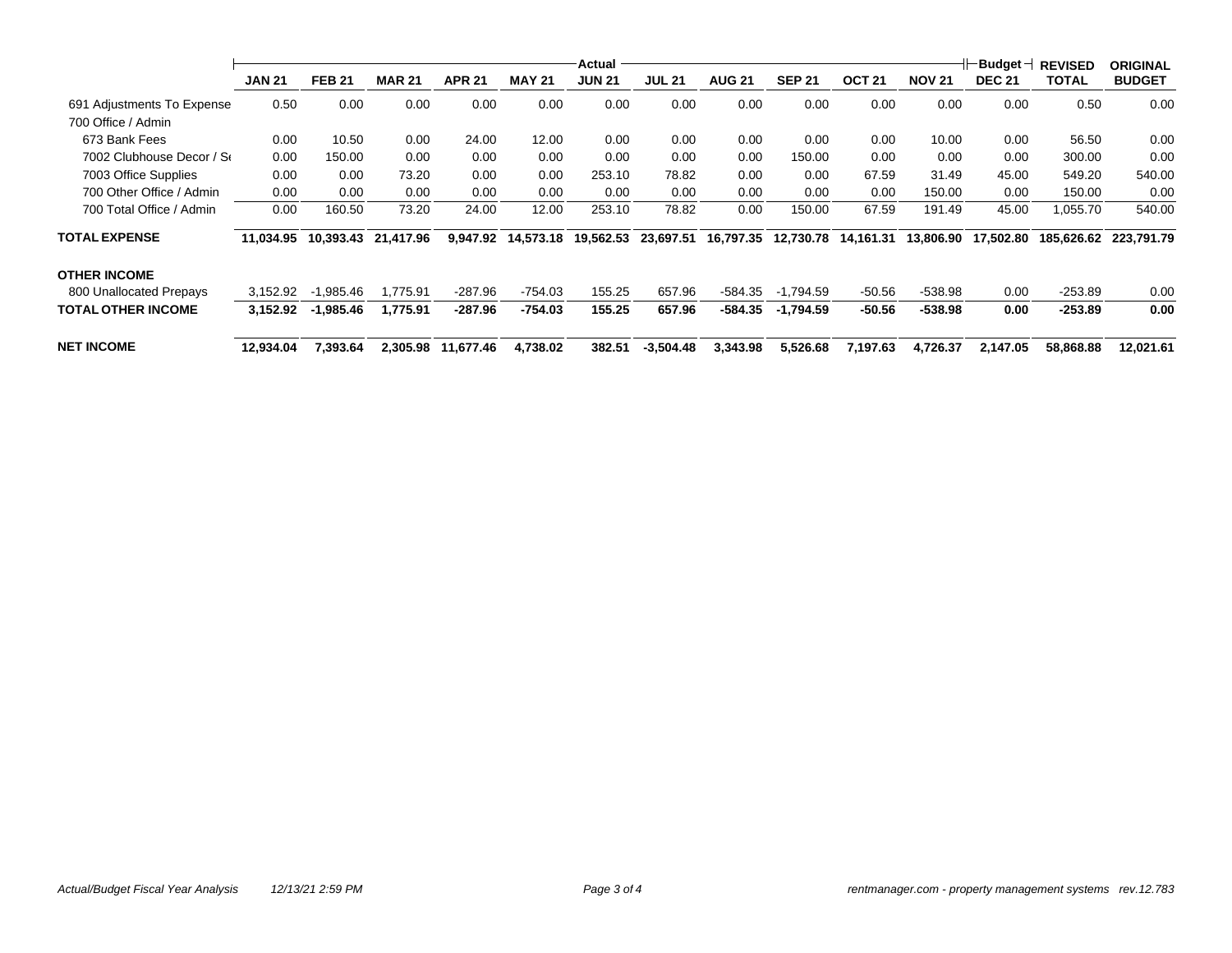| | Actual | | | | | | | | | | | Budget | REVISED | ORIGINAL |
|---|---|---|---|---|---|---|---|---|---|---|---|---|---|---|
| | JAN 21 | FEB 21 | MAR 21 | APR 21 | MAY 21 | JUN 21 | JUL 21 | AUG 21 | SEP 21 | OCT 21 | NOV 21 | DEC 21 | TOTAL | BUDGET |
| 691 Adjustments To Expense | 0.50 | 0.00 | 0.00 | 0.00 | 0.00 | 0.00 | 0.00 | 0.00 | 0.00 | 0.00 | 0.00 | 0.00 | 0.50 | 0.00 |
| 700 Office / Admin | | | | | | | | | | | | | | |
| 673 Bank Fees | 0.00 | 10.50 | 0.00 | 24.00 | 12.00 | 0.00 | 0.00 | 0.00 | 0.00 | 0.00 | 10.00 | 0.00 | 56.50 | 0.00 |
| 7002 Clubhouse Decor / Se | 0.00 | 150.00 | 0.00 | 0.00 | 0.00 | 0.00 | 0.00 | 0.00 | 150.00 | 0.00 | 0.00 | 0.00 | 300.00 | 0.00 |
| 7003 Office Supplies | 0.00 | 0.00 | 73.20 | 0.00 | 0.00 | 253.10 | 78.82 | 0.00 | 0.00 | 67.59 | 31.49 | 45.00 | 549.20 | 540.00 |
| 700 Other Office / Admin | 0.00 | 0.00 | 0.00 | 0.00 | 0.00 | 0.00 | 0.00 | 0.00 | 0.00 | 0.00 | 150.00 | 0.00 | 150.00 | 0.00 |
| 700 Total Office / Admin | 0.00 | 160.50 | 73.20 | 24.00 | 12.00 | 253.10 | 78.82 | 0.00 | 150.00 | 67.59 | 191.49 | 45.00 | 1,055.70 | 540.00 |
| **TOTAL EXPENSE** | **11,034.95** | **10,393.43** | **21,417.96** | **9,947.92** | **14,573.18** | **19,562.53** | **23,697.51** | **16,797.35** | **12,730.78** | **14,161.31** | **13,806.90** | **17,502.80** | **185,626.62** | **223,791.79** |
| **OTHER INCOME** | | | | | | | | | | | | | | |
| 800 Unallocated Prepays | 3,152.92 | -1,985.46 | 1,775.91 | -287.96 | -754.03 | 155.25 | 657.96 | -584.35 | -1,794.59 | -50.56 | -538.98 | 0.00 | -253.89 | 0.00 |
| **TOTAL OTHER INCOME** | **3,152.92** | **-1,985.46** | **1,775.91** | **-287.96** | **-754.03** | **155.25** | **657.96** | **-584.35** | **-1,794.59** | **-50.56** | **-538.98** | **0.00** | **-253.89** | **0.00** |
| **NET INCOME** | **12,934.04** | **7,393.64** | **2,305.98** | **11,677.46** | **4,738.02** | **382.51** | **-3,504.48** | **3,343.98** | **5,526.68** | **7,197.63** | **4,726.37** | **2,147.05** | **58,868.88** | **12,021.61** |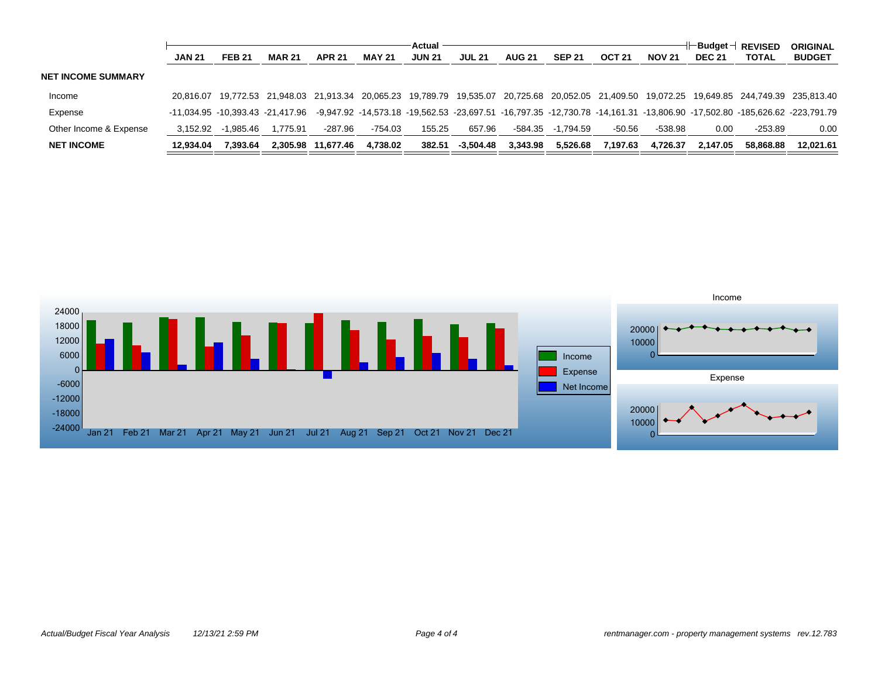| | Actual | | | | | | | | | | | Budget | REVISED | ORIGINAL |
|---|---|---|---|---|---|---|---|---|---|---|---|---|---|---|
| | JAN 21 | FEB 21 | MAR 21 | APR 21 | MAY 21 | JUN 21 | JUL 21 | AUG 21 | SEP 21 | OCT 21 | NOV 21 | DEC 21 | TOTAL | BUDGET |
| **NET INCOME SUMMARY** | | | | | | | | | | | | | | |
| Income | 20,816.07 | 19,772.53 | 21,948.03 | 21,913.34 | 20,065.23 | 19,789.79 | 19,535.07 | 20,725.68 | 20,052.05 | 21,409.50 | 19,072.25 | 19,649.85 | 244,749.39 | 235,813.40 |
| Expense | -11,034.95 | -10,393.43 | -21,417.96 | -9,947.92 | -14,573.18 | -19,562.53 | -23,697.51 | -16,797.35 | -12,730.78 | -14,161.31 | -13,806.90 | -17,502.80 | -185,626.62 | -223,791.79 |
| Other Income & Expense | 3,152.92 | -1,985.46 | 1,775.91 | -287.96 | -754.03 | 155.25 | 657.96 | -584.35 | -1,794.59 | -50.56 | -538.98 | 0.00 | -253.89 | 0.00 |
| **NET INCOME** | **12,934.04** | **7,393.64** | **2,305.98** | **11,677.46** | **4,738.02** | **382.51** | **-3,504.48** | **3,343.98** | **5,526.68** | **7,197.63** | **4,726.37** | **2,147.05** | **58,868.88** | **12,021.61** |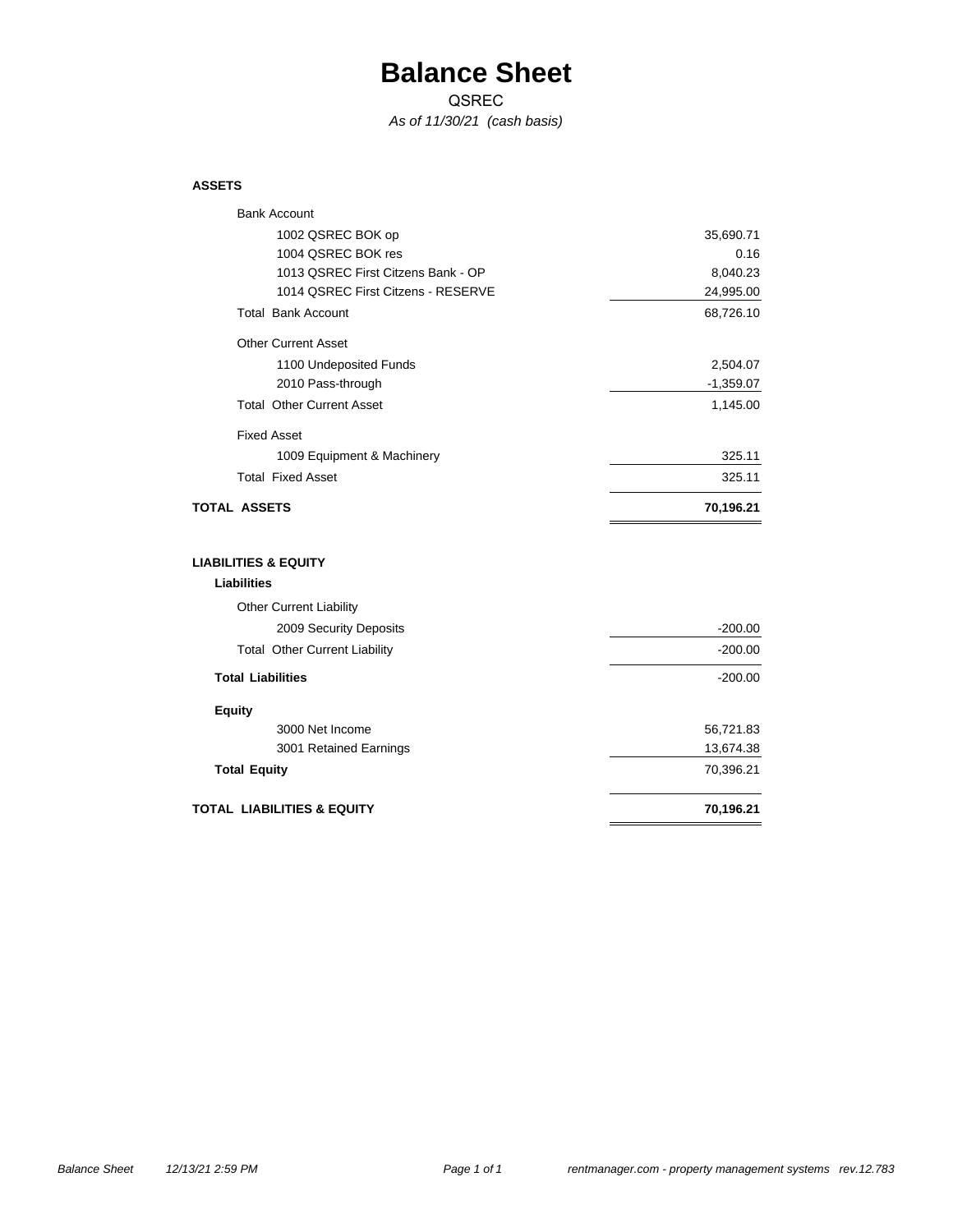# Balance Sheet

QSREC

*As of 11/30/21 (cash basis)*

| | |
|---|---|
| **ASSETS** | |
| Bank Account | |
| 1002 QSREC BOK op | 35,690.71 |
| 1004 QSREC BOK res | 0.16 |
| 1013 QSREC First Citzens Bank - OP | 8,040.23 |
| 1014 QSREC First Citzens - RESERVE | 24,995.00 |
| Total Bank Account | 68,726.10 |
| Other Current Asset | |
| 1100 Undeposited Funds | 2,504.07 |
| 2010 Pass-through | -1,359.07 |
| Total Other Current Asset | 1,145.00 |
| Fixed Asset | |
| 1009 Equipment & Machinery | 325.11 |
| Total Fixed Asset | 325.11 |
| **TOTAL ASSETS** | **70,196.21** |
| | |
| **LIABILITIES & EQUITY** | |
| **Liabilities** | |
| Other Current Liability | |
| 2009 Security Deposits | -200.00 |
| Total Other Current Liability | -200.00 |
| **Total Liabilities** | -200.00 |
| **Equity** | |
| 3000 Net Income | 56,721.83 |
| 3001 Retained Earnings | 13,674.38 |
| **Total Equity** | 70,396.21 |
| **TOTAL LIABILITIES & EQUITY** | **70,196.21** |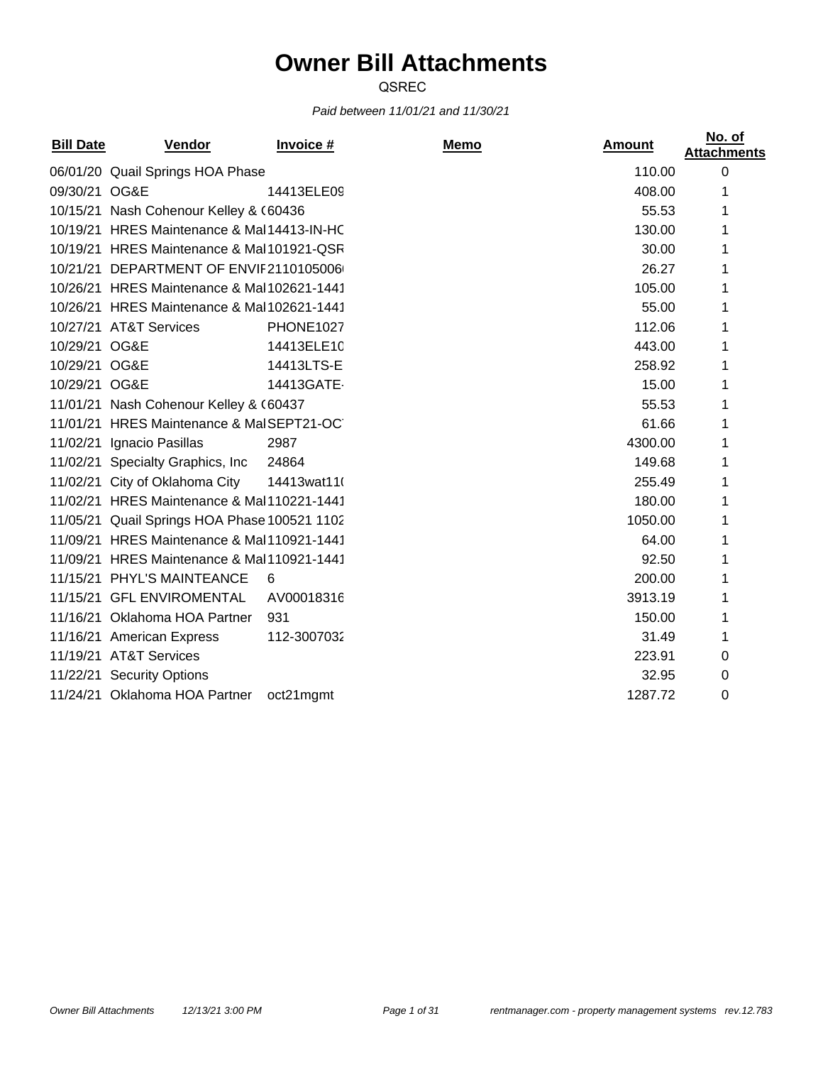# Owner Bill Attachments

QSREC

*Paid between 11/01/21 and 11/30/21*

| Bill Date | Vendor | Invoice # | Memo | Amount | No. of Attachments |
|---|---|---|---|---|---|
| 06/01/20 | Quail Springs HOA Phase | | | 110.00 | 0 |
| 09/30/21 | OG&E | 14413ELE09 | | 408.00 | 1 |
| 10/15/21 | Nash Cohenour Kelley & ( | 60436 | | 55.53 | 1 |
| 10/19/21 | HRES Maintenance & Mai | 14413-IN-HC | | 130.00 | 1 |
| 10/19/21 | HRES Maintenance & Mai | 101921-QSR | | 30.00 | 1 |
| 10/21/21 | DEPARTMENT OF ENVIR | 21101050060 | | 26.27 | 1 |
| 10/26/21 | HRES Maintenance & Mai | 102621-1441 | | 105.00 | 1 |
| 10/26/21 | HRES Maintenance & Mai | 102621-1441 | | 55.00 | 1 |
| 10/27/21 | AT&T Services | PHONE1027 | | 112.06 | 1 |
| 10/29/21 | OG&E | 14413ELE10 | | 443.00 | 1 |
| 10/29/21 | OG&E | 14413LTS-E | | 258.92 | 1 |
| 10/29/21 | OG&E | 14413GATE- | | 15.00 | 1 |
| 11/01/21 | Nash Cohenour Kelley & ( | 60437 | | 55.53 | 1 |
| 11/01/21 | HRES Maintenance & Mai | SEPT21-OCT | | 61.66 | 1 |
| 11/02/21 | Ignacio Pasillas | 2987 | | 4300.00 | 1 |
| 11/02/21 | Specialty Graphics, Inc | 24864 | | 149.68 | 1 |
| 11/02/21 | City of Oklahoma City | 14413wat110 | | 255.49 | 1 |
| 11/02/21 | HRES Maintenance & Mai | 110221-1441 | | 180.00 | 1 |
| 11/05/21 | Quail Springs HOA Phase | 100521 1102 | | 1050.00 | 1 |
| 11/09/21 | HRES Maintenance & Mai | 110921-1441 | | 64.00 | 1 |
| 11/09/21 | HRES Maintenance & Mai | 110921-1441 | | 92.50 | 1 |
| 11/15/21 | PHYL'S MAINTEANCE | 6 | | 200.00 | 1 |
| 11/15/21 | GFL ENVIROMENTAL | AV00018316 | | 3913.19 | 1 |
| 11/16/21 | Oklahoma HOA Partner | 931 | | 150.00 | 1 |
| 11/16/21 | American Express | 112-3007032 | | 31.49 | 1 |
| 11/19/21 | AT&T Services | | | 223.91 | 0 |
| 11/22/21 | Security Options | | | 32.95 | 0 |
| 11/24/21 | Oklahoma HOA Partner | oct21mgmt | | 1287.72 | 0 |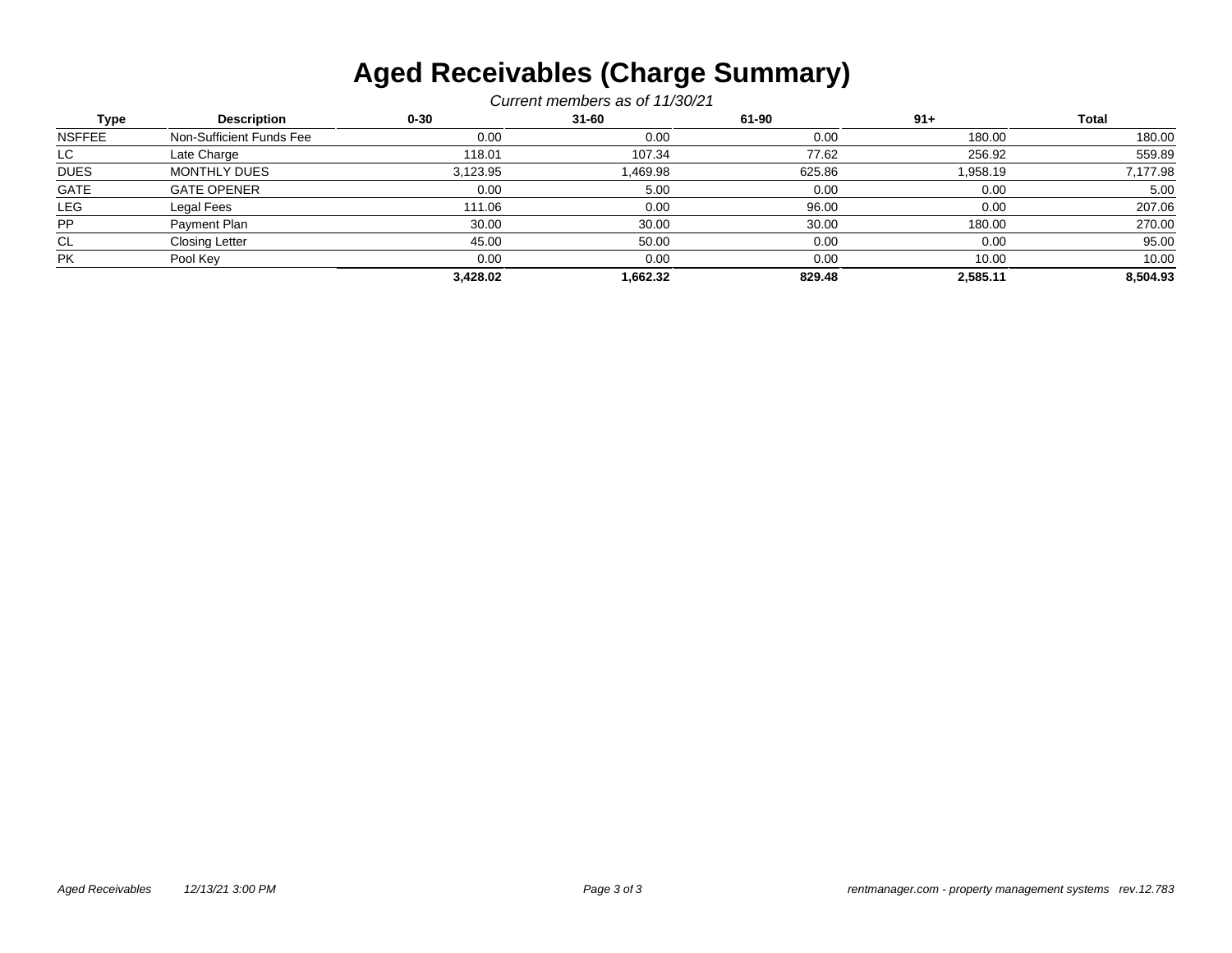# Aged Receivables (Charge Summary)

*Current members as of 11/30/21*

| Type | Description | 0-30 | 31-60 | 61-90 | 91+ | Total |
|---|---|---|---|---|---|---|
| NSFFEE | Non-Sufficient Funds Fee | 0.00 | 0.00 | 0.00 | 180.00 | 180.00 |
| LC | Late Charge | 118.01 | 107.34 | 77.62 | 256.92 | 559.89 |
| DUES | MONTHLY DUES | 3,123.95 | 1,469.98 | 625.86 | 1,958.19 | 7,177.98 |
| GATE | GATE OPENER | 0.00 | 5.00 | 0.00 | 0.00 | 5.00 |
| LEG | Legal Fees | 111.06 | 0.00 | 96.00 | 0.00 | 207.06 |
| PP | Payment Plan | 30.00 | 30.00 | 30.00 | 180.00 | 270.00 |
| CL | Closing Letter | 45.00 | 50.00 | 0.00 | 0.00 | 95.00 |
| PK | Pool Key | 0.00 | 0.00 | 0.00 | 10.00 | 10.00 |
| | | **3,428.02** | **1,662.32** | **829.48** | **2,585.11** | **8,504.93** |